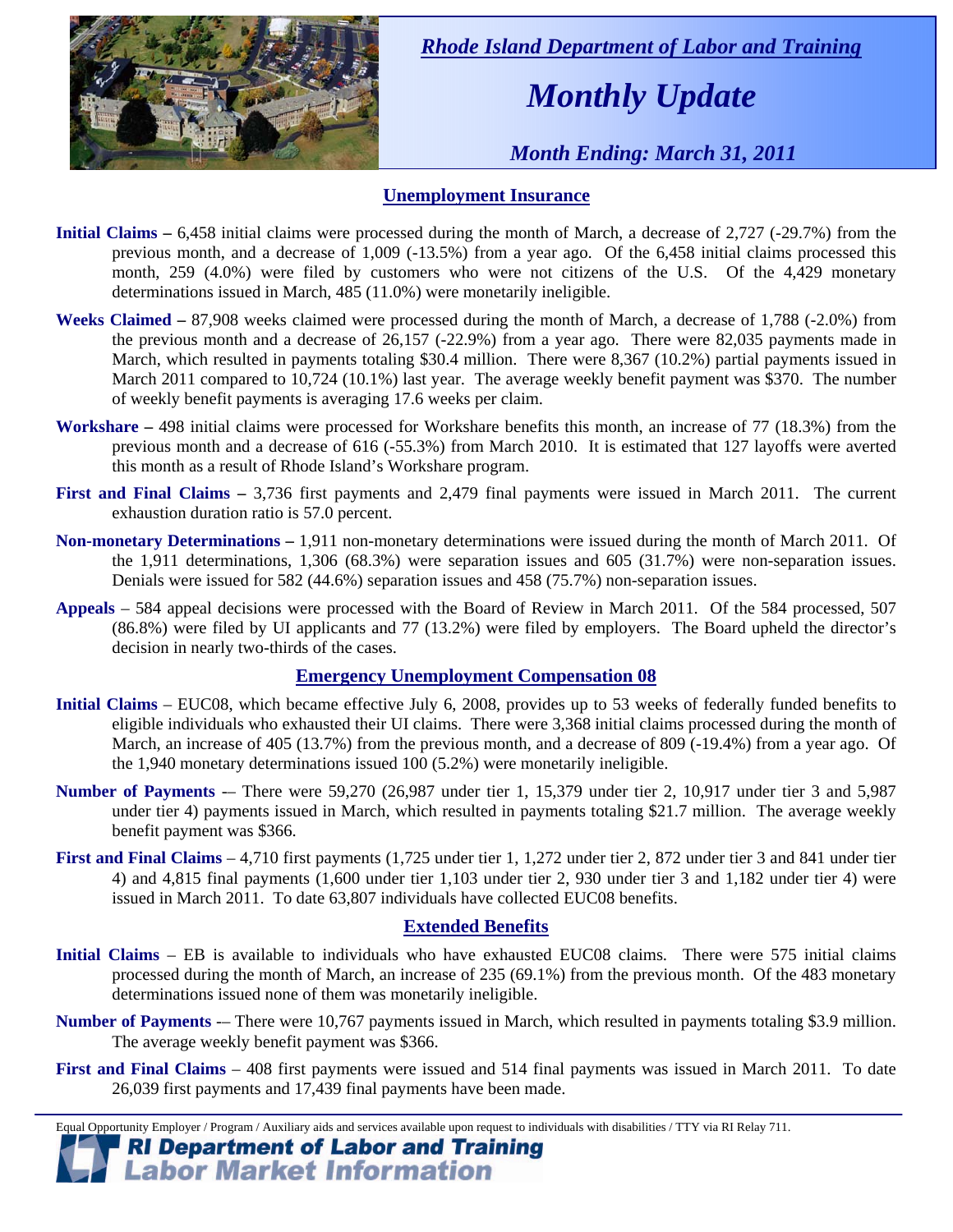*Rhode Island Department of Labor and Training*

# *Monthly Update*

*Month Ending: March 31, 2011*

## Unemployment Insurance

**Initial Claims –** 6,458 initial claims were processed during the month of March, a decrease of 2,727 (-29.7%) from the previous month, and a decrease of 1,009 (-13.5%) from a year ago. Of the 6,458 initial claims processed this month, 259 (4.0%) were filed by customers who were not citizens of the U.S. Of the 4,429 monetary determinations issued in March, 485 (11.0%) were monetarily ineligible.

**Weeks Claimed –** 87,908 weeks claimed were processed during the month of March, a decrease of 1,788 (-2.0%) from the previous month and a decrease of 26,157 (-22.9%) from a year ago. There were 82,035 payments made in March, which resulted in payments totaling $30.4 million. There were 8,367 (10.2%) partial payments issued in March 2011 compared to 10,724 (10.1%) last year. The average weekly benefit payment was $370. The number of weekly benefit payments is averaging 17.6 weeks per claim.

**Workshare –** 498 initial claims were processed for Workshare benefits this month, an increase of 77 (18.3%) from the previous month and a decrease of 616 (-55.3%) from March 2010. It is estimated that 127 layoffs were averted this month as a result of Rhode Island's Workshare program.

**First and Final Claims –** 3,736 first payments and 2,479 final payments were issued in March 2011. The current exhaustion duration ratio is 57.0 percent.

**Non-monetary Determinations –** 1,911 non-monetary determinations were issued during the month of March 2011. Of the 1,911 determinations, 1,306 (68.3%) were separation issues and 605 (31.7%) were non-separation issues. Denials were issued for 582 (44.6%) separation issues and 458 (75.7%) non-separation issues.

**Appeals** – 584 appeal decisions were processed with the Board of Review in March 2011. Of the 584 processed, 507 (86.8%) were filed by UI applicants and 77 (13.2%) were filed by employers. The Board upheld the director's decision in nearly two-thirds of the cases.

## Emergency Unemployment Compensation 08

**Initial Claims** – EUC08, which became effective July 6, 2008, provides up to 53 weeks of federally funded benefits to eligible individuals who exhausted their UI claims. There were 3,368 initial claims processed during the month of March, an increase of 405 (13.7%) from the previous month, and a decrease of 809 (-19.4%) from a year ago. Of the 1,940 monetary determinations issued 100 (5.2%) were monetarily ineligible.

**Number of Payments** -– There were 59,270 (26,987 under tier 1, 15,379 under tier 2, 10,917 under tier 3 and 5,987 under tier 4) payments issued in March, which resulted in payments totaling $21.7 million. The average weekly benefit payment was $366.

**First and Final Claims** – 4,710 first payments (1,725 under tier 1, 1,272 under tier 2, 872 under tier 3 and 841 under tier 4) and 4,815 final payments (1,600 under tier 1,103 under tier 2, 930 under tier 3 and 1,182 under tier 4) were issued in March 2011. To date 63,807 individuals have collected EUC08 benefits.

## Extended Benefits

**Initial Claims** – EB is available to individuals who have exhausted EUC08 claims. There were 575 initial claims processed during the month of March, an increase of 235 (69.1%) from the previous month. Of the 483 monetary determinations issued none of them was monetarily ineligible.

**Number of Payments** -– There were 10,767 payments issued in March, which resulted in payments totaling $3.9 million. The average weekly benefit payment was $366.

**First and Final Claims** – 408 first payments were issued and 514 final payments was issued in March 2011. To date 26,039 first payments and 17,439 final payments have been made.

Equal Opportunity Employer / Program / Auxiliary aids and services available upon request to individuals with disabilities / TTY via RI Relay 711.

**RI Department of Labor and Training**
**Labor Market Information**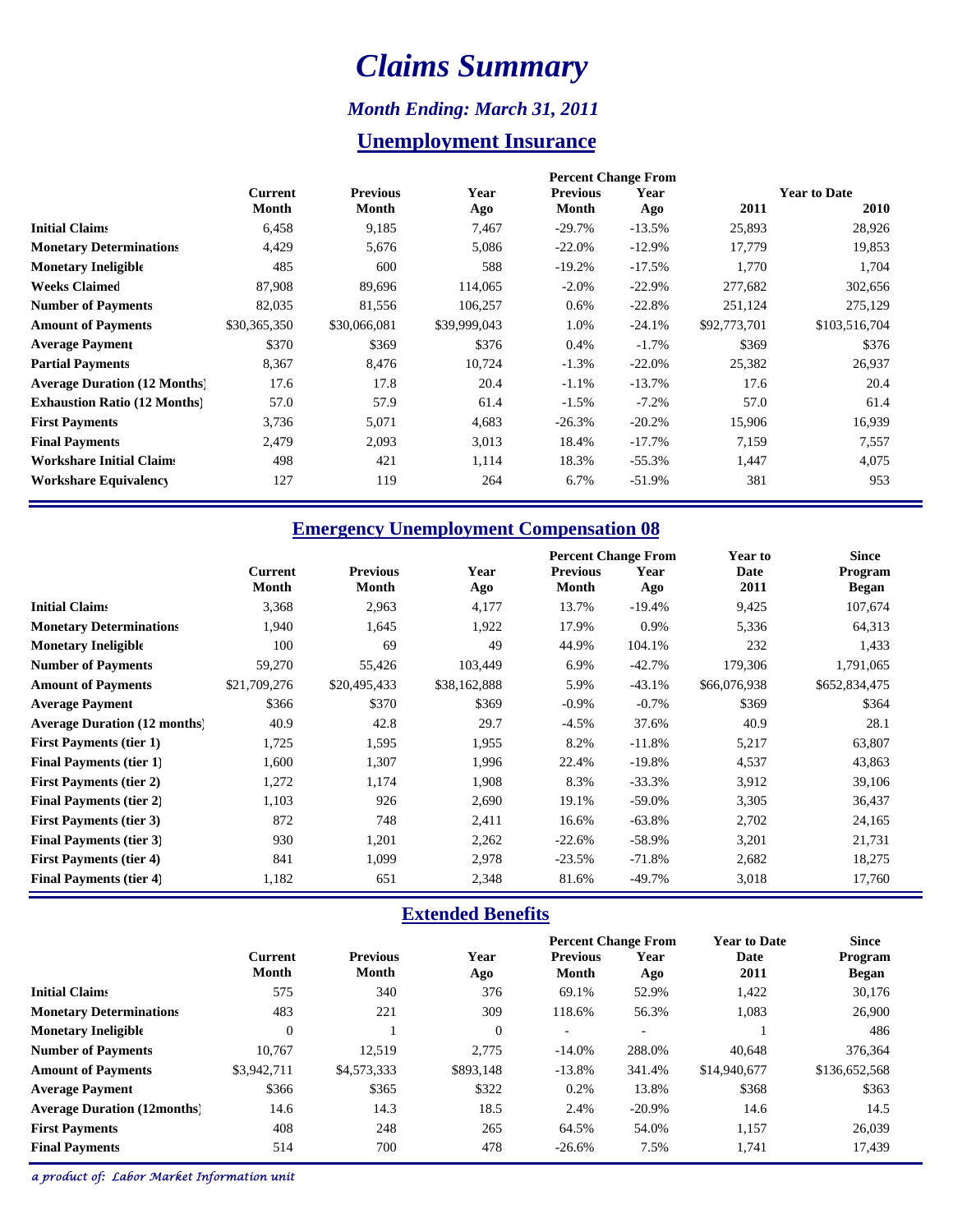# *Claims Summary*

## *Month Ending: March 31, 2011*

## Unemployment Insurance

| | Current Month | Previous Month | Year Ago | Percent Change From Previous Month | Percent Change From Year Ago | Year to Date 2011 | Year to Date 2010 |
|---|---|---|---|---|---|---|---|
| **Initial Claims** | 6,458 | 9,185 | 7,467 | -29.7% | -13.5% | 25,893 | 28,926 |
| **Monetary Determinations** | 4,429 | 5,676 | 5,086 | -22.0% | -12.9% | 17,779 | 19,853 |
| **Monetary Ineligible** | 485 | 600 | 588 | -19.2% | -17.5% | 1,770 | 1,704 |
| **Weeks Claimed** | 87,908 | 89,696 | 114,065 | -2.0% | -22.9% | 277,682 | 302,656 |
| **Number of Payments** | 82,035 | 81,556 | 106,257 | 0.6% | -22.8% | 251,124 | 275,129 |
| **Amount of Payments** | $30,365,350 | $30,066,081 | $39,999,043 | 1.0% | -24.1% | $92,773,701 | $103,516,704 |
| **Average Payment** | $370 | $369 | $376 | 0.4% | -1.7% | $369 | $376 |
| **Partial Payments** | 8,367 | 8,476 | 10,724 | -1.3% | -22.0% | 25,382 | 26,937 |
| **Average Duration (12 Months)** | 17.6 | 17.8 | 20.4 | -1.1% | -13.7% | 17.6 | 20.4 |
| **Exhaustion Ratio (12 Months)** | 57.0 | 57.9 | 61.4 | -1.5% | -7.2% | 57.0 | 61.4 |
| **First Payments** | 3,736 | 5,071 | 4,683 | -26.3% | -20.2% | 15,906 | 16,939 |
| **Final Payments** | 2,479 | 2,093 | 3,013 | 18.4% | -17.7% | 7,159 | 7,557 |
| **Workshare Initial Claims** | 498 | 421 | 1,114 | 18.3% | -55.3% | 1,447 | 4,075 |
| **Workshare Equivalency** | 127 | 119 | 264 | 6.7% | -51.9% | 381 | 953 |

## Emergency Unemployment Compensation 08

| | Current Month | Previous Month | Year Ago | Percent Change From Previous Month | Percent Change From Year Ago | Year to Date 2011 | Since Program Began |
|---|---|---|---|---|---|---|---|
| **Initial Claims** | 3,368 | 2,963 | 4,177 | 13.7% | -19.4% | 9,425 | 107,674 |
| **Monetary Determinations** | 1,940 | 1,645 | 1,922 | 17.9% | 0.9% | 5,336 | 64,313 |
| **Monetary Ineligible** | 100 | 69 | 49 | 44.9% | 104.1% | 232 | 1,433 |
| **Number of Payments** | 59,270 | 55,426 | 103,449 | 6.9% | -42.7% | 179,306 | 1,791,065 |
| **Amount of Payments** | $21,709,276 | $20,495,433 | $38,162,888 | 5.9% | -43.1% | $66,076,938 | $652,834,475 |
| **Average Payment** | $366 | $370 | $369 | -0.9% | -0.7% | $369 | $364 |
| **Average Duration (12 months)** | 40.9 | 42.8 | 29.7 | -4.5% | 37.6% | 40.9 | 28.1 |
| **First Payments (tier 1)** | 1,725 | 1,595 | 1,955 | 8.2% | -11.8% | 5,217 | 63,807 |
| **Final Payments (tier 1)** | 1,600 | 1,307 | 1,996 | 22.4% | -19.8% | 4,537 | 43,863 |
| **First Payments (tier 2)** | 1,272 | 1,174 | 1,908 | 8.3% | -33.3% | 3,912 | 39,106 |
| **Final Payments (tier 2)** | 1,103 | 926 | 2,690 | 19.1% | -59.0% | 3,305 | 36,437 |
| **First Payments (tier 3)** | 872 | 748 | 2,411 | 16.6% | -63.8% | 2,702 | 24,165 |
| **Final Payments (tier 3)** | 930 | 1,201 | 2,262 | -22.6% | -58.9% | 3,201 | 21,731 |
| **First Payments (tier 4)** | 841 | 1,099 | 2,978 | -23.5% | -71.8% | 2,682 | 18,275 |
| **Final Payments (tier 4)** | 1,182 | 651 | 2,348 | 81.6% | -49.7% | 3,018 | 17,760 |

## Extended Benefits

| | Current Month | Previous Month | Year Ago | Percent Change From Previous Month | Percent Change From Year Ago | Year to Date 2011 | Since Program Began |
|---|---|---|---|---|---|---|---|
| **Initial Claims** | 575 | 340 | 376 | 69.1% | 52.9% | 1,422 | 30,176 |
| **Monetary Determinations** | 483 | 221 | 309 | 118.6% | 56.3% | 1,083 | 26,900 |
| **Monetary Ineligible** | 0 | 1 | 0 | - | - | 1 | 486 |
| **Number of Payments** | 10,767 | 12,519 | 2,775 | -14.0% | 288.0% | 40,648 | 376,364 |
| **Amount of Payments** | $3,942,711 | $4,573,333 | $893,148 | -13.8% | 341.4% | $14,940,677 | $136,652,568 |
| **Average Payment** | $366 | $365 | $322 | 0.2% | 13.8% | $368 | $363 |
| **Average Duration (12months)** | 14.6 | 14.3 | 18.5 | 2.4% | -20.9% | 14.6 | 14.5 |
| **First Payments** | 408 | 248 | 265 | 64.5% | 54.0% | 1,157 | 26,039 |
| **Final Payments** | 514 | 700 | 478 | -26.6% | 7.5% | 1,741 | 17,439 |

*a product of: Labor Market Information unit*